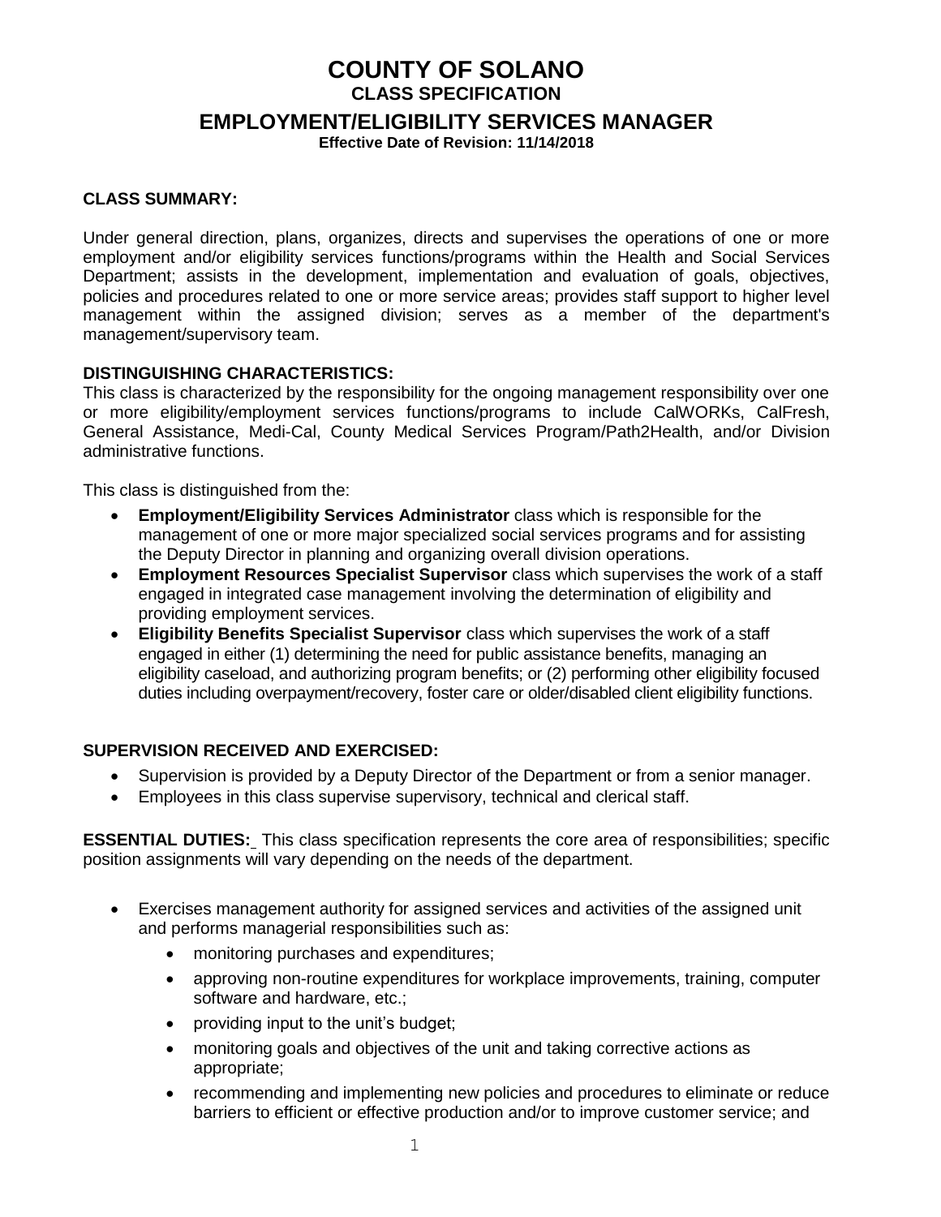# COUNTY OF SOLANO

## CLASS SPECIFICATION

## EMPLOYMENT/ELIGIBILITY SERVICES MANAGER

**Effective Date of Revision: 11/14/2018**

**CLASS SUMMARY:**

Under general direction, plans, organizes, directs and supervises the operations of one or more employment and/or eligibility services functions/programs within the Health and Social Services Department; assists in the development, implementation and evaluation of goals, objectives, policies and procedures related to one or more service areas; provides staff support to higher level management within the assigned division; serves as a member of the department's management/supervisory team.

**DISTINGUISHING CHARACTERISTICS:**

This class is characterized by the responsibility for the ongoing management responsibility over one or more eligibility/employment services functions/programs to include CalWORKs, CalFresh, General Assistance, Medi-Cal, County Medical Services Program/Path2Health, and/or Division administrative functions.

This class is distinguished from the:

- **Employment/Eligibility Services Administrator** class which is responsible for the management of one or more major specialized social services programs and for assisting the Deputy Director in planning and organizing overall division operations.
- **Employment Resources Specialist Supervisor** class which supervises the work of a staff engaged in integrated case management involving the determination of eligibility and providing employment services.
- **Eligibility Benefits Specialist Supervisor** class which supervises the work of a staff engaged in either (1) determining the need for public assistance benefits, managing an eligibility caseload, and authorizing program benefits; or (2) performing other eligibility focused duties including overpayment/recovery, foster care or older/disabled client eligibility functions.

**SUPERVISION RECEIVED AND EXERCISED:**

- Supervision is provided by a Deputy Director of the Department or from a senior manager.
- Employees in this class supervise supervisory, technical and clerical staff.

**ESSENTIAL DUTIES:** This class specification represents the core area of responsibilities; specific position assignments will vary depending on the needs of the department.

- Exercises management authority for assigned services and activities of the assigned unit and performs managerial responsibilities such as:
  - monitoring purchases and expenditures;
  - approving non-routine expenditures for workplace improvements, training, computer software and hardware, etc.;
  - providing input to the unit's budget;
  - monitoring goals and objectives of the unit and taking corrective actions as appropriate;
  - recommending and implementing new policies and procedures to eliminate or reduce barriers to efficient or effective production and/or to improve customer service; and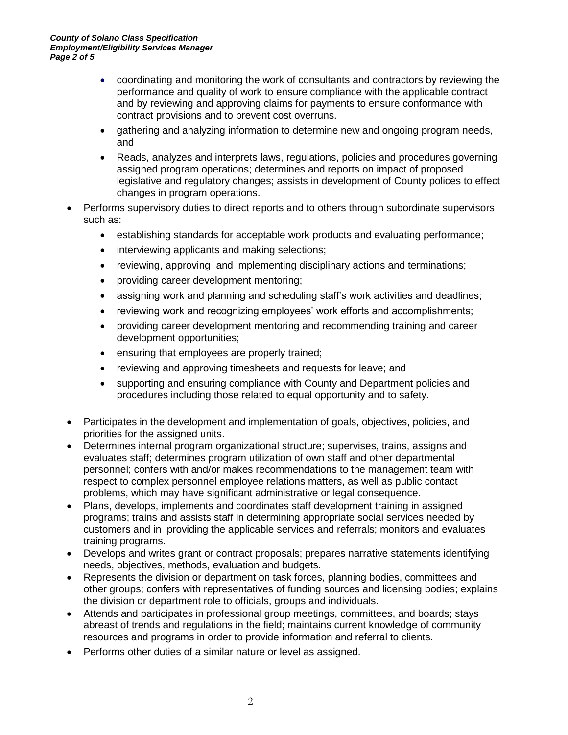- coordinating and monitoring the work of consultants and contractors by reviewing the performance and quality of work to ensure compliance with the applicable contract and by reviewing and approving claims for payments to ensure conformance with contract provisions and to prevent cost overruns.
  - gathering and analyzing information to determine new and ongoing program needs, and
  - Reads, analyzes and interprets laws, regulations, policies and procedures governing assigned program operations; determines and reports on impact of proposed legislative and regulatory changes; assists in development of County polices to effect changes in program operations.
- Performs supervisory duties to direct reports and to others through subordinate supervisors such as:
  - establishing standards for acceptable work products and evaluating performance;
  - interviewing applicants and making selections;
  - reviewing, approving and implementing disciplinary actions and terminations;
  - providing career development mentoring;
  - assigning work and planning and scheduling staff's work activities and deadlines;
  - reviewing work and recognizing employees' work efforts and accomplishments;
  - providing career development mentoring and recommending training and career development opportunities;
  - ensuring that employees are properly trained;
  - reviewing and approving timesheets and requests for leave; and
  - supporting and ensuring compliance with County and Department policies and procedures including those related to equal opportunity and to safety.
- Participates in the development and implementation of goals, objectives, policies, and priorities for the assigned units.
- Determines internal program organizational structure; supervises, trains, assigns and evaluates staff; determines program utilization of own staff and other departmental personnel; confers with and/or makes recommendations to the management team with respect to complex personnel employee relations matters, as well as public contact problems, which may have significant administrative or legal consequence.
- Plans, develops, implements and coordinates staff development training in assigned programs; trains and assists staff in determining appropriate social services needed by customers and in providing the applicable services and referrals; monitors and evaluates training programs.
- Develops and writes grant or contract proposals; prepares narrative statements identifying needs, objectives, methods, evaluation and budgets.
- Represents the division or department on task forces, planning bodies, committees and other groups; confers with representatives of funding sources and licensing bodies; explains the division or department role to officials, groups and individuals.
- Attends and participates in professional group meetings, committees, and boards; stays abreast of trends and regulations in the field; maintains current knowledge of community resources and programs in order to provide information and referral to clients.
- Performs other duties of a similar nature or level as assigned.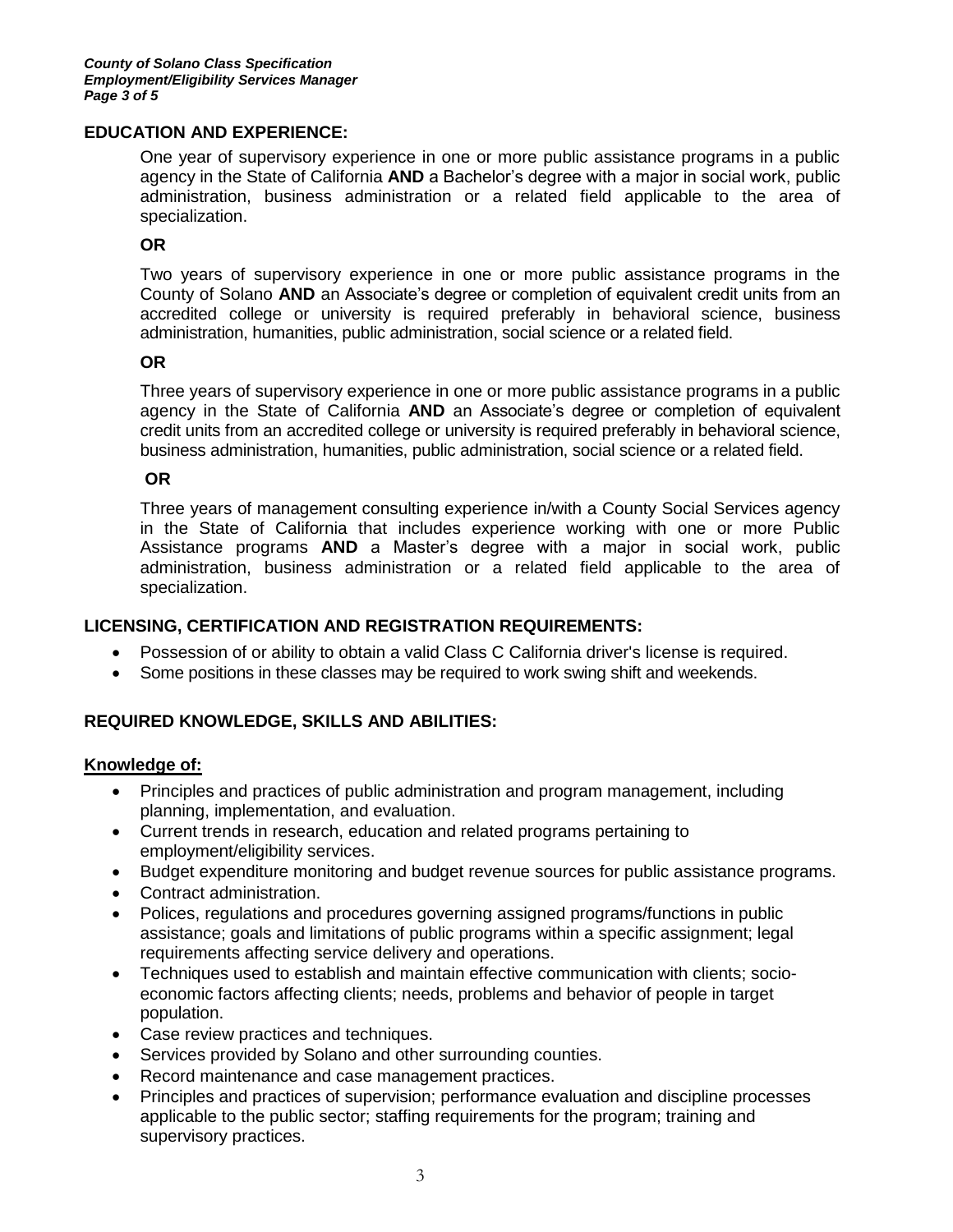## EDUCATION AND EXPERIENCE:

One year of supervisory experience in one or more public assistance programs in a public agency in the State of California **AND** a Bachelor's degree with a major in social work, public administration, business administration or a related field applicable to the area of specialization.

**OR**

Two years of supervisory experience in one or more public assistance programs in the County of Solano **AND** an Associate's degree or completion of equivalent credit units from an accredited college or university is required preferably in behavioral science, business administration, humanities, public administration, social science or a related field.

**OR**

Three years of supervisory experience in one or more public assistance programs in a public agency in the State of California **AND** an Associate's degree or completion of equivalent credit units from an accredited college or university is required preferably in behavioral science, business administration, humanities, public administration, social science or a related field.

**OR**

Three years of management consulting experience in/with a County Social Services agency in the State of California that includes experience working with one or more Public Assistance programs **AND** a Master's degree with a major in social work, public administration, business administration or a related field applicable to the area of specialization.

## LICENSING, CERTIFICATION AND REGISTRATION REQUIREMENTS:

- Possession of or ability to obtain a valid Class C California driver's license is required.
- Some positions in these classes may be required to work swing shift and weekends.

## REQUIRED KNOWLEDGE, SKILLS AND ABILITIES:

### Knowledge of:

- Principles and practices of public administration and program management, including planning, implementation, and evaluation.
- Current trends in research, education and related programs pertaining to employment/eligibility services.
- Budget expenditure monitoring and budget revenue sources for public assistance programs.
- Contract administration.
- Polices, regulations and procedures governing assigned programs/functions in public assistance; goals and limitations of public programs within a specific assignment; legal requirements affecting service delivery and operations.
- Techniques used to establish and maintain effective communication with clients; socio-economic factors affecting clients; needs, problems and behavior of people in target population.
- Case review practices and techniques.
- Services provided by Solano and other surrounding counties.
- Record maintenance and case management practices.
- Principles and practices of supervision; performance evaluation and discipline processes applicable to the public sector; staffing requirements for the program; training and supervisory practices.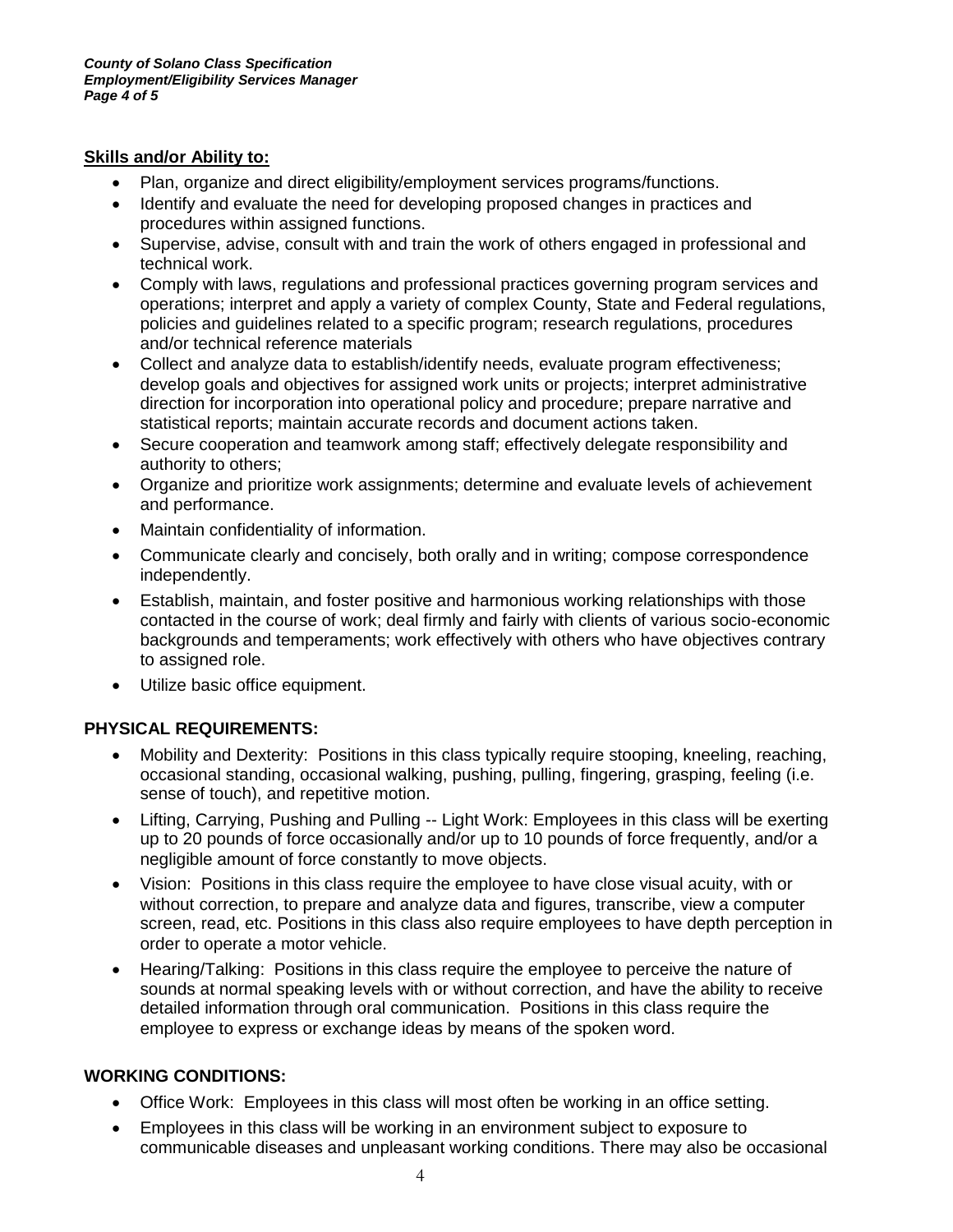**Skills and/or Ability to:**

- Plan, organize and direct eligibility/employment services programs/functions.
- Identify and evaluate the need for developing proposed changes in practices and procedures within assigned functions.
- Supervise, advise, consult with and train the work of others engaged in professional and technical work.
- Comply with laws, regulations and professional practices governing program services and operations; interpret and apply a variety of complex County, State and Federal regulations, policies and guidelines related to a specific program; research regulations, procedures and/or technical reference materials
- Collect and analyze data to establish/identify needs, evaluate program effectiveness; develop goals and objectives for assigned work units or projects; interpret administrative direction for incorporation into operational policy and procedure; prepare narrative and statistical reports; maintain accurate records and document actions taken.
- Secure cooperation and teamwork among staff; effectively delegate responsibility and authority to others;
- Organize and prioritize work assignments; determine and evaluate levels of achievement and performance.
- Maintain confidentiality of information.
- Communicate clearly and concisely, both orally and in writing; compose correspondence independently.
- Establish, maintain, and foster positive and harmonious working relationships with those contacted in the course of work; deal firmly and fairly with clients of various socio-economic backgrounds and temperaments; work effectively with others who have objectives contrary to assigned role.
- Utilize basic office equipment.

## PHYSICAL REQUIREMENTS:

- Mobility and Dexterity: Positions in this class typically require stooping, kneeling, reaching, occasional standing, occasional walking, pushing, pulling, fingering, grasping, feeling (i.e. sense of touch), and repetitive motion.
- Lifting, Carrying, Pushing and Pulling -- Light Work: Employees in this class will be exerting up to 20 pounds of force occasionally and/or up to 10 pounds of force frequently, and/or a negligible amount of force constantly to move objects.
- Vision: Positions in this class require the employee to have close visual acuity, with or without correction, to prepare and analyze data and figures, transcribe, view a computer screen, read, etc. Positions in this class also require employees to have depth perception in order to operate a motor vehicle.
- Hearing/Talking: Positions in this class require the employee to perceive the nature of sounds at normal speaking levels with or without correction, and have the ability to receive detailed information through oral communication. Positions in this class require the employee to express or exchange ideas by means of the spoken word.

## WORKING CONDITIONS:

- Office Work: Employees in this class will most often be working in an office setting.
- Employees in this class will be working in an environment subject to exposure to communicable diseases and unpleasant working conditions. There may also be occasional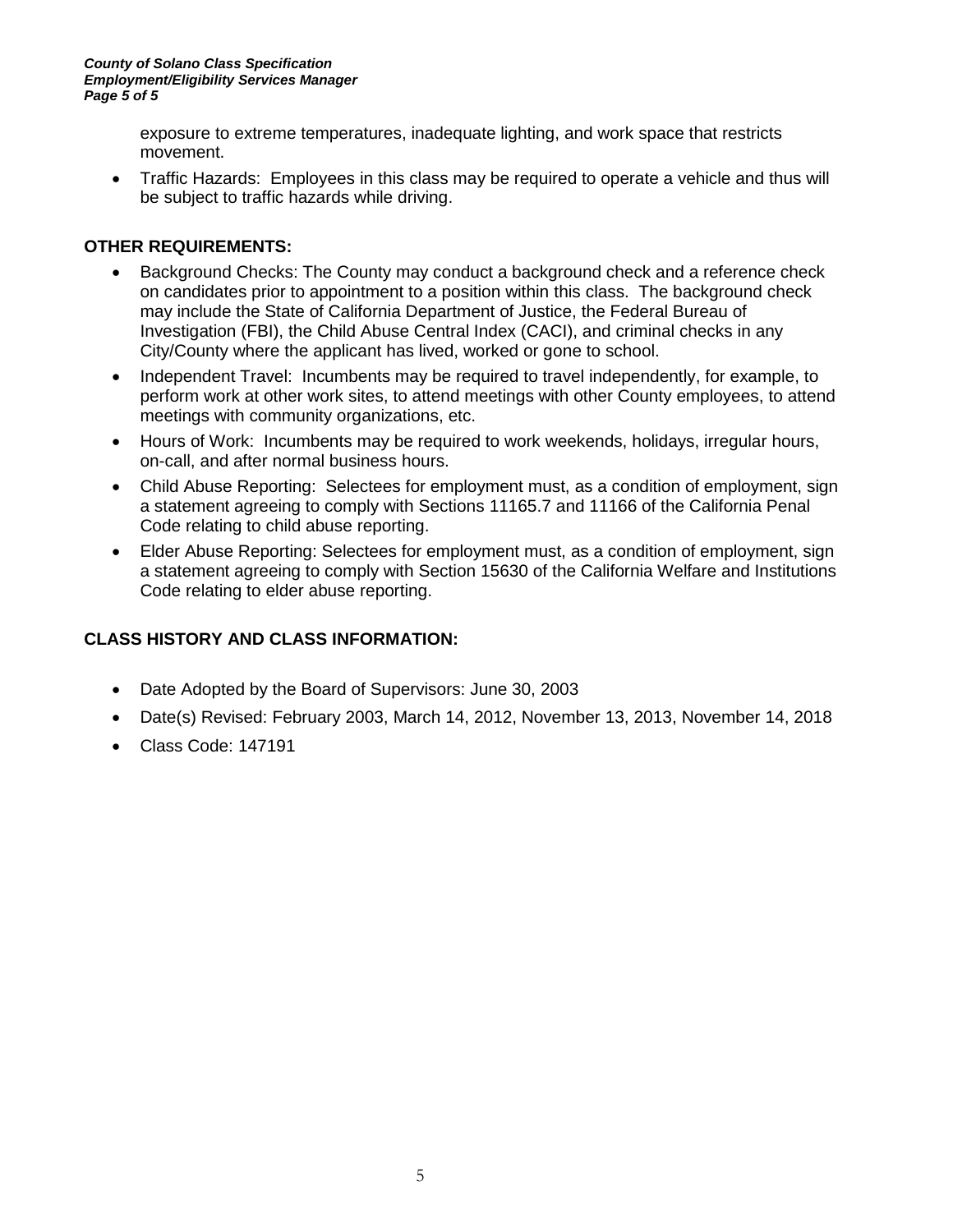exposure to extreme temperatures, inadequate lighting, and work space that restricts movement.

- Traffic Hazards: Employees in this class may be required to operate a vehicle and thus will be subject to traffic hazards while driving.

## OTHER REQUIREMENTS:

- Background Checks: The County may conduct a background check and a reference check on candidates prior to appointment to a position within this class. The background check may include the State of California Department of Justice, the Federal Bureau of Investigation (FBI), the Child Abuse Central Index (CACI), and criminal checks in any City/County where the applicant has lived, worked or gone to school.
- Independent Travel: Incumbents may be required to travel independently, for example, to perform work at other work sites, to attend meetings with other County employees, to attend meetings with community organizations, etc.
- Hours of Work: Incumbents may be required to work weekends, holidays, irregular hours, on-call, and after normal business hours.
- Child Abuse Reporting: Selectees for employment must, as a condition of employment, sign a statement agreeing to comply with Sections 11165.7 and 11166 of the California Penal Code relating to child abuse reporting.
- Elder Abuse Reporting: Selectees for employment must, as a condition of employment, sign a statement agreeing to comply with Section 15630 of the California Welfare and Institutions Code relating to elder abuse reporting.

## CLASS HISTORY AND CLASS INFORMATION:

- Date Adopted by the Board of Supervisors: June 30, 2003
- Date(s) Revised: February 2003, March 14, 2012, November 13, 2013, November 14, 2018
- Class Code: 147191